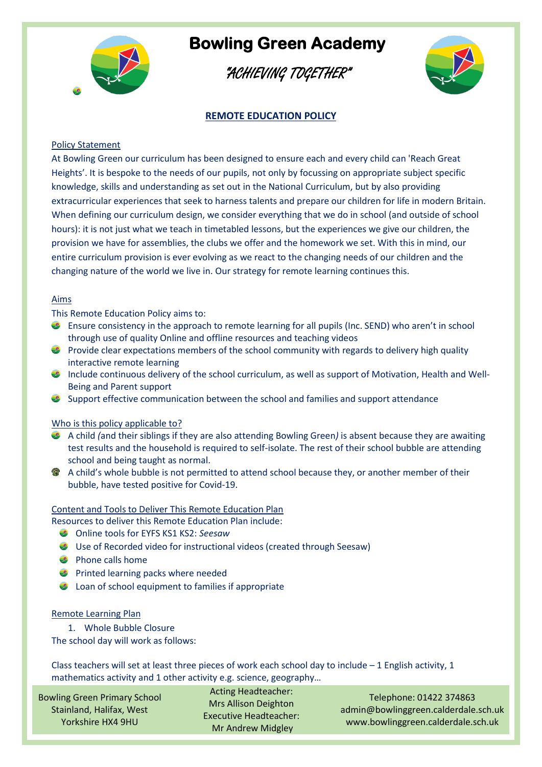# Bowling Green Academy

"ACHIEVING TOGETHER"

## REMOTE EDUCATION POLICY

### Policy Statement

At Bowling Green our curriculum has been designed to ensure each and every child can 'Reach Great Heights'. It is bespoke to the needs of our pupils, not only by focussing on appropriate subject specific knowledge, skills and understanding as set out in the National Curriculum, but by also providing extracurricular experiences that seek to harness talents and prepare our children for life in modern Britain. When defining our curriculum design, we consider everything that we do in school (and outside of school hours): it is not just what we teach in timetabled lessons, but the experiences we give our children, the provision we have for assemblies, the clubs we offer and the homework we set. With this in mind, our entire curriculum provision is ever evolving as we react to the changing needs of our children and the changing nature of the world we live in. Our strategy for remote learning continues this.

### Aims

This Remote Education Policy aims to:

- Ensure consistency in the approach to remote learning for all pupils (Inc. SEND) who aren't in school through use of quality Online and offline resources and teaching videos
- Provide clear expectations members of the school community with regards to delivery high quality interactive remote learning
- Include continuous delivery of the school curriculum, as well as support of Motivation, Health and Well-Being and Parent support
- Support effective communication between the school and families and support attendance

### Who is this policy applicable to?

- A child *(*and their siblings if they are also attending Bowling Green*)* is absent because they are awaiting test results and the household is required to self-isolate. The rest of their school bubble are attending school and being taught as normal.
- A child's whole bubble is not permitted to attend school because they, or another member of their bubble, have tested positive for Covid-19.

### Content and Tools to Deliver This Remote Education Plan

Resources to deliver this Remote Education Plan include:

- Online tools for EYFS KS1 KS2: *Seesaw*
- Use of Recorded video for instructional videos (created through Seesaw)
- Phone calls home
- Printed learning packs where needed
- Loan of school equipment to families if appropriate

### Remote Learning Plan

1. Whole Bubble Closure

The school day will work as follows:

Class teachers will set at least three pieces of work each school day to include – 1 English activity, 1 mathematics activity and 1 other activity e.g. science, geography…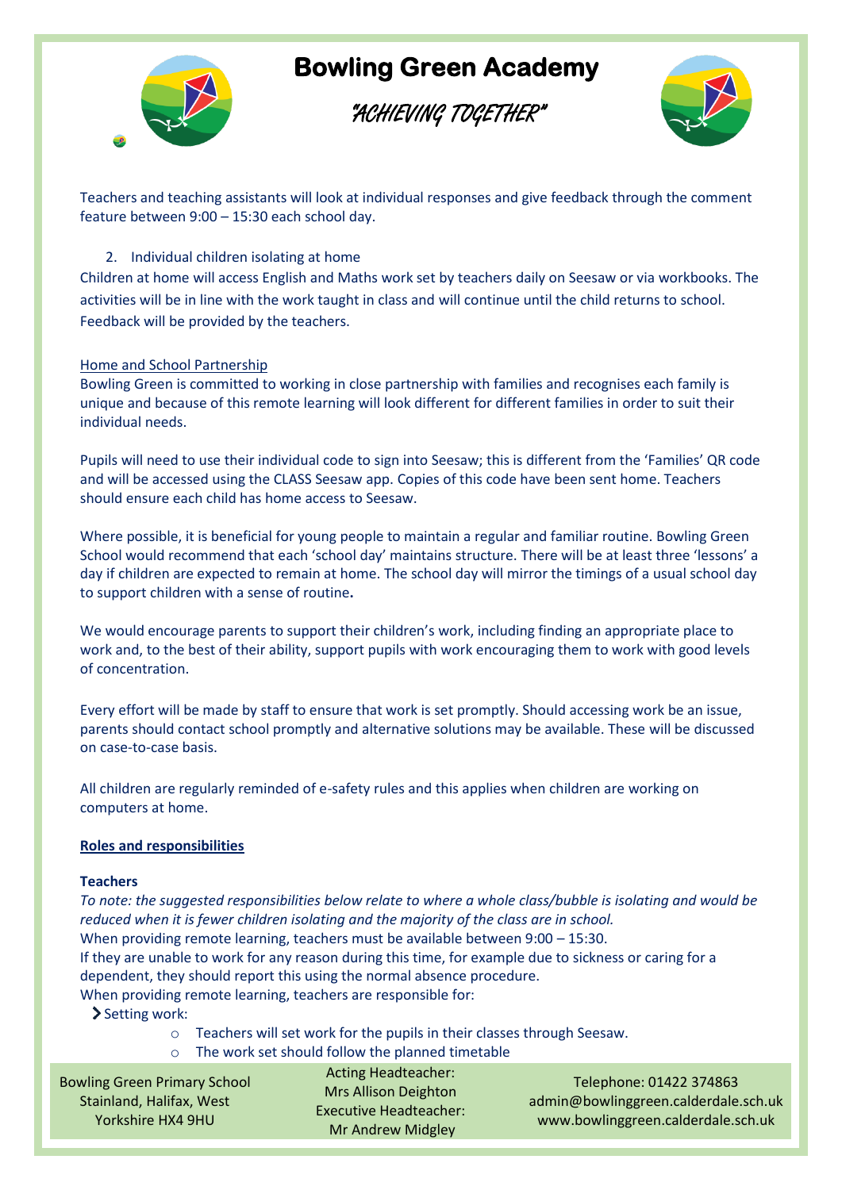Teachers and teaching assistants will look at individual responses and give feedback through the comment feature between 9:00 – 15:30 each school day.

2. Individual children isolating at home

Children at home will access English and Maths work set by teachers daily on Seesaw or via workbooks. The activities will be in line with the work taught in class and will continue until the child returns to school. Feedback will be provided by the teachers.

<u>Home and School Partnership</u>

Bowling Green is committed to working in close partnership with families and recognises each family is unique and because of this remote learning will look different for different families in order to suit their individual needs.

Pupils will need to use their individual code to sign into Seesaw; this is different from the 'Families' QR code and will be accessed using the CLASS Seesaw app. Copies of this code have been sent home. Teachers should ensure each child has home access to Seesaw.

Where possible, it is beneficial for young people to maintain a regular and familiar routine. Bowling Green School would recommend that each 'school day' maintains structure. There will be at least three 'lessons' a day if children are expected to remain at home. The school day will mirror the timings of a usual school day to support children with a sense of routine**.**

We would encourage parents to support their children's work, including finding an appropriate place to work and, to the best of their ability, support pupils with work encouraging them to work with good levels of concentration.

Every effort will be made by staff to ensure that work is set promptly. Should accessing work be an issue, parents should contact school promptly and alternative solutions may be available. These will be discussed on case-to-case basis.

All children are regularly reminded of e-safety rules and this applies when children are working on computers at home.

## **<u>Roles and responsibilities</u>**

### Teachers

*To note: the suggested responsibilities below relate to where a whole class/bubble is isolating and would be reduced when it is fewer children isolating and the majority of the class are in school.*

When providing remote learning, teachers must be available between 9:00 – 15:30.

If they are unable to work for any reason during this time, for example due to sickness or caring for a dependent, they should report this using the normal absence procedure.

When providing remote learning, teachers are responsible for:

- Setting work:
  - Teachers will set work for the pupils in their classes through Seesaw.
  - The work set should follow the planned timetable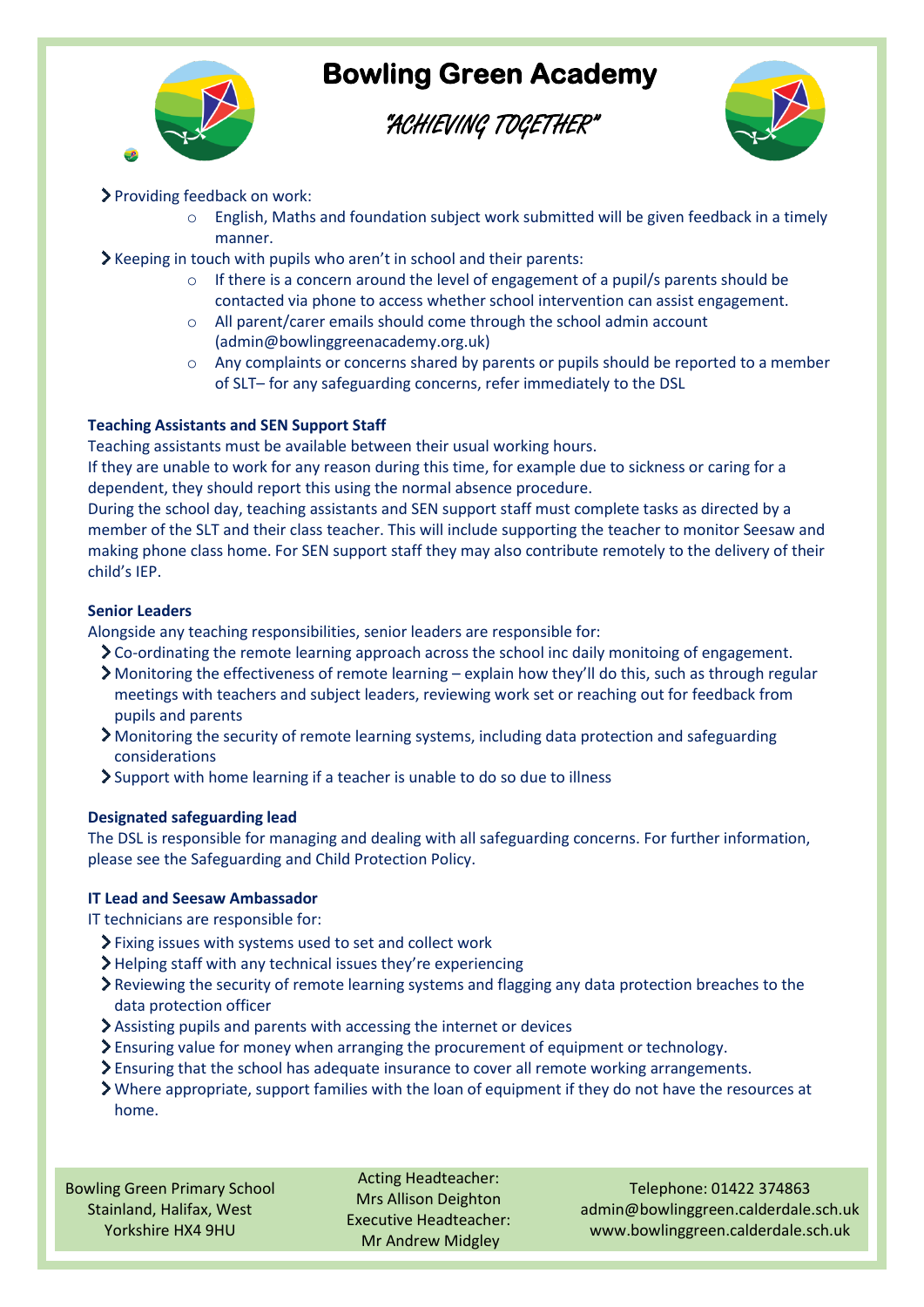- Providing feedback on work:
  - English, Maths and foundation subject work submitted will be given feedback in a timely manner.
- Keeping in touch with pupils who aren't in school and their parents:
  - If there is a concern around the level of engagement of a pupil/s parents should be contacted via phone to access whether school intervention can assist engagement.
  - All parent/carer emails should come through the school admin account (admin@bowlinggreenacademy.org.uk)
  - Any complaints or concerns shared by parents or pupils should be reported to a member of SLT– for any safeguarding concerns, refer immediately to the DSL

**Teaching Assistants and SEN Support Staff**

Teaching assistants must be available between their usual working hours.
If they are unable to work for any reason during this time, for example due to sickness or caring for a dependent, they should report this using the normal absence procedure.
During the school day, teaching assistants and SEN support staff must complete tasks as directed by a member of the SLT and their class teacher. This will include supporting the teacher to monitor Seesaw and making phone class home. For SEN support staff they may also contribute remotely to the delivery of their child's IEP.

**Senior Leaders**

Alongside any teaching responsibilities, senior leaders are responsible for:

- Co-ordinating the remote learning approach across the school inc daily monitoing of engagement.
- Monitoring the effectiveness of remote learning – explain how they'll do this, such as through regular meetings with teachers and subject leaders, reviewing work set or reaching out for feedback from pupils and parents
- Monitoring the security of remote learning systems, including data protection and safeguarding considerations
- Support with home learning if a teacher is unable to do so due to illness

**Designated safeguarding lead**

The DSL is responsible for managing and dealing with all safeguarding concerns. For further information, please see the Safeguarding and Child Protection Policy.

**IT Lead and Seesaw Ambassador**

IT technicians are responsible for:

- Fixing issues with systems used to set and collect work
- Helping staff with any technical issues they're experiencing
- Reviewing the security of remote learning systems and flagging any data protection breaches to the data protection officer
- Assisting pupils and parents with accessing the internet or devices
- Ensuring value for money when arranging the procurement of equipment or technology.
- Ensuring that the school has adequate insurance to cover all remote working arrangements.
- Where appropriate, support families with the loan of equipment if they do not have the resources at home.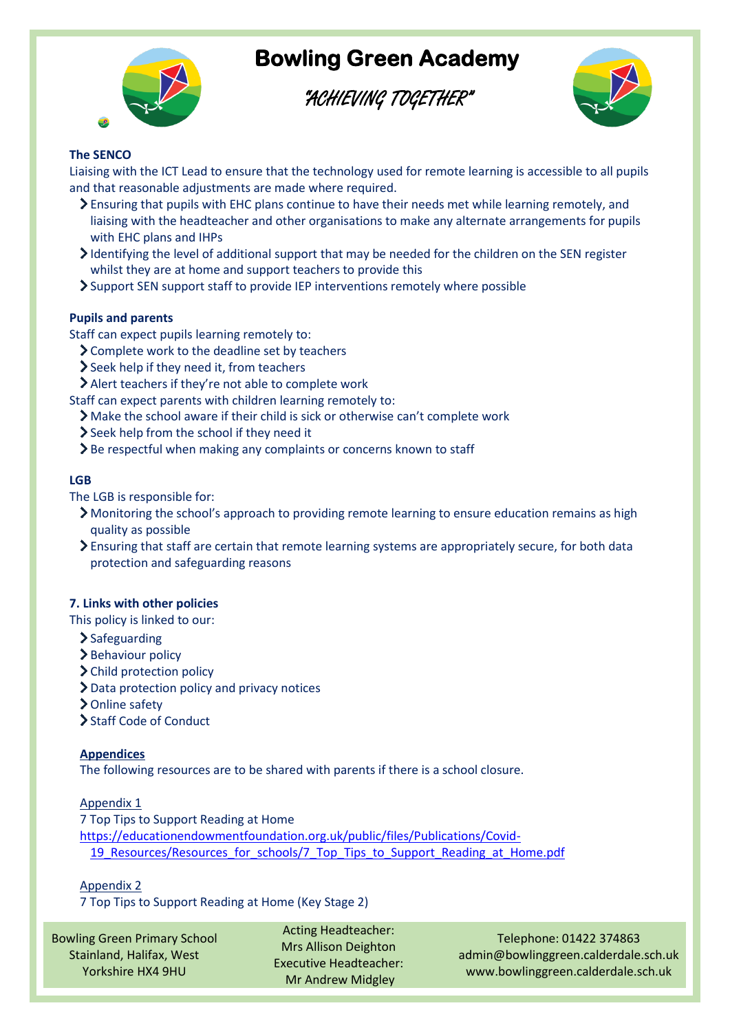**The SENCO**

Liaising with the ICT Lead to ensure that the technology used for remote learning is accessible to all pupils and that reasonable adjustments are made where required.

- Ensuring that pupils with EHC plans continue to have their needs met while learning remotely, and liaising with the headteacher and other organisations to make any alternate arrangements for pupils with EHC plans and IHPs
- Identifying the level of additional support that may be needed for the children on the SEN register whilst they are at home and support teachers to provide this
- Support SEN support staff to provide IEP interventions remotely where possible

**Pupils and parents**

Staff can expect pupils learning remotely to:

- Complete work to the deadline set by teachers
- Seek help if they need it, from teachers
- Alert teachers if they're not able to complete work

Staff can expect parents with children learning remotely to:

- Make the school aware if their child is sick or otherwise can't complete work
- Seek help from the school if they need it
- Be respectful when making any complaints or concerns known to staff

**LGB**

The LGB is responsible for:

- Monitoring the school's approach to providing remote learning to ensure education remains as high quality as possible
- Ensuring that staff are certain that remote learning systems are appropriately secure, for both data protection and safeguarding reasons

**7. Links with other policies**

This policy is linked to our:

- Safeguarding
- Behaviour policy
- Child protection policy
- Data protection policy and privacy notices
- Online safety
- Staff Code of Conduct

**Appendices**

The following resources are to be shared with parents if there is a school closure.

Appendix 1

7 Top Tips to Support Reading at Home

https://educationendowmentfoundation.org.uk/public/files/Publications/Covid-19_Resources/Resources_for_schools/7_Top_Tips_to_Support_Reading_at_Home.pdf

Appendix 2

7 Top Tips to Support Reading at Home (Key Stage 2)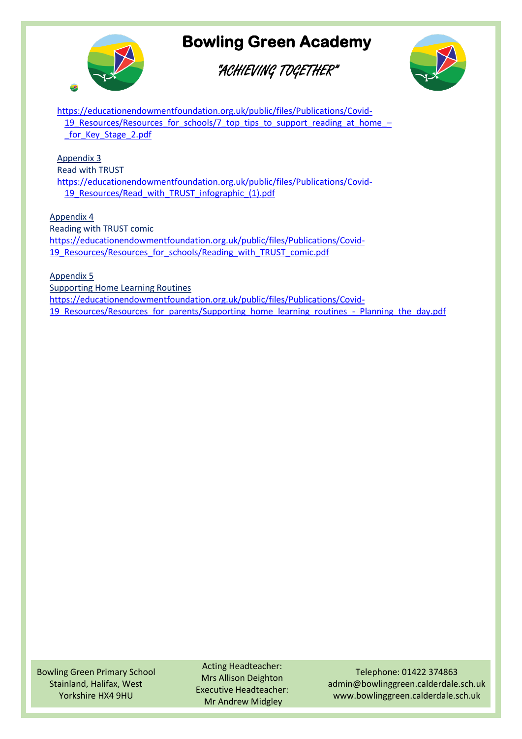https://educationendowmentfoundation.org.uk/public/files/Publications/Covid-19_Resources/Resources_for_schools/7_top_tips_to_support_reading_at_home_–_for_Key_Stage_2.pdf

Appendix 3
Read with TRUST
https://educationendowmentfoundation.org.uk/public/files/Publications/Covid-19_Resources/Read_with_TRUST_infographic_(1).pdf

Appendix 4
Reading with TRUST comic
https://educationendowmentfoundation.org.uk/public/files/Publications/Covid-19_Resources/Resources_for_schools/Reading_with_TRUST_comic.pdf

Appendix 5
Supporting Home Learning Routines
https://educationendowmentfoundation.org.uk/public/files/Publications/Covid-19_Resources/Resources_for_parents/Supporting_home_learning_routines_-_Planning_the_day.pdf